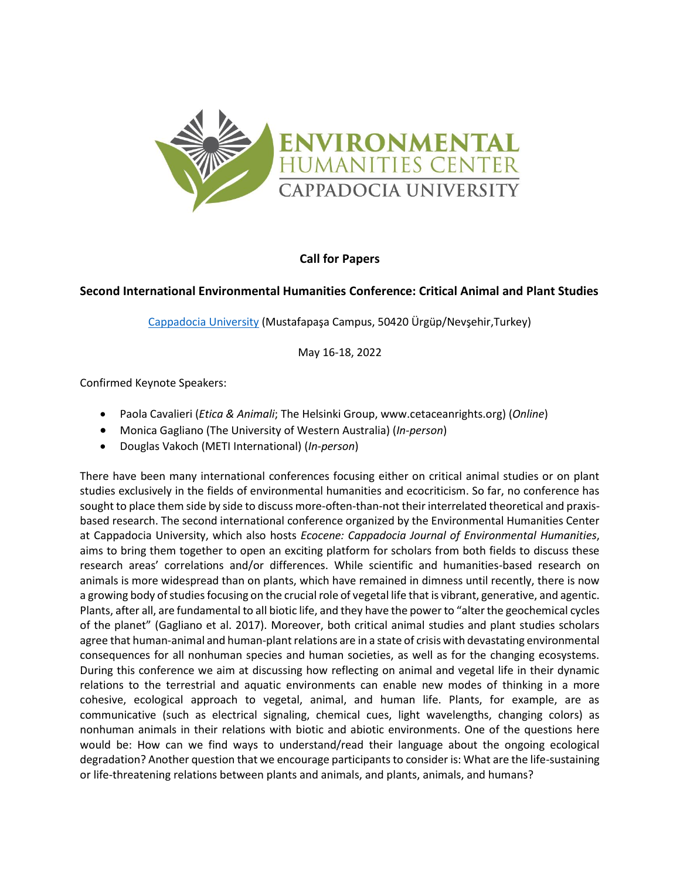ENVIRONMENTAL HUMANITIES CENTER
CAPPADOCIA UNIVERSITY

**Call for Papers**

**Second International Environmental Humanities Conference: Critical Animal and Plant Studies**

[Cappadocia University](Cappadocia University) (Mustafapaşa Campus, 50420 Ürgüp/Nevşehir,Turkey)

May 16-18, 2022

Confirmed Keynote Speakers:

- Paola Cavalieri (*Etica & Animali*; The Helsinki Group, www.cetaceanrights.org) (*Online*)
- Monica Gagliano (The University of Western Australia) (*In-person*)
- Douglas Vakoch (METI International) (*In-person*)

There have been many international conferences focusing either on critical animal studies or on plant studies exclusively in the fields of environmental humanities and ecocriticism. So far, no conference has sought to place them side by side to discuss more-often-than-not their interrelated theoretical and praxis-based research. The second international conference organized by the Environmental Humanities Center at Cappadocia University, which also hosts *Ecocene: Cappadocia Journal of Environmental Humanities*, aims to bring them together to open an exciting platform for scholars from both fields to discuss these research areas' correlations and/or differences. While scientific and humanities-based research on animals is more widespread than on plants, which have remained in dimness until recently, there is now a growing body of studies focusing on the crucial role of vegetal life that is vibrant, generative, and agentic. Plants, after all, are fundamental to all biotic life, and they have the power to "alter the geochemical cycles of the planet" (Gagliano et al. 2017). Moreover, both critical animal studies and plant studies scholars agree that human-animal and human-plant relations are in a state of crisis with devastating environmental consequences for all nonhuman species and human societies, as well as for the changing ecosystems. During this conference we aim at discussing how reflecting on animal and vegetal life in their dynamic relations to the terrestrial and aquatic environments can enable new modes of thinking in a more cohesive, ecological approach to vegetal, animal, and human life. Plants, for example, are as communicative (such as electrical signaling, chemical cues, light wavelengths, changing colors) as nonhuman animals in their relations with biotic and abiotic environments. One of the questions here would be: How can we find ways to understand/read their language about the ongoing ecological degradation? Another question that we encourage participants to consider is: What are the life-sustaining or life-threatening relations between plants and animals, and plants, animals, and humans?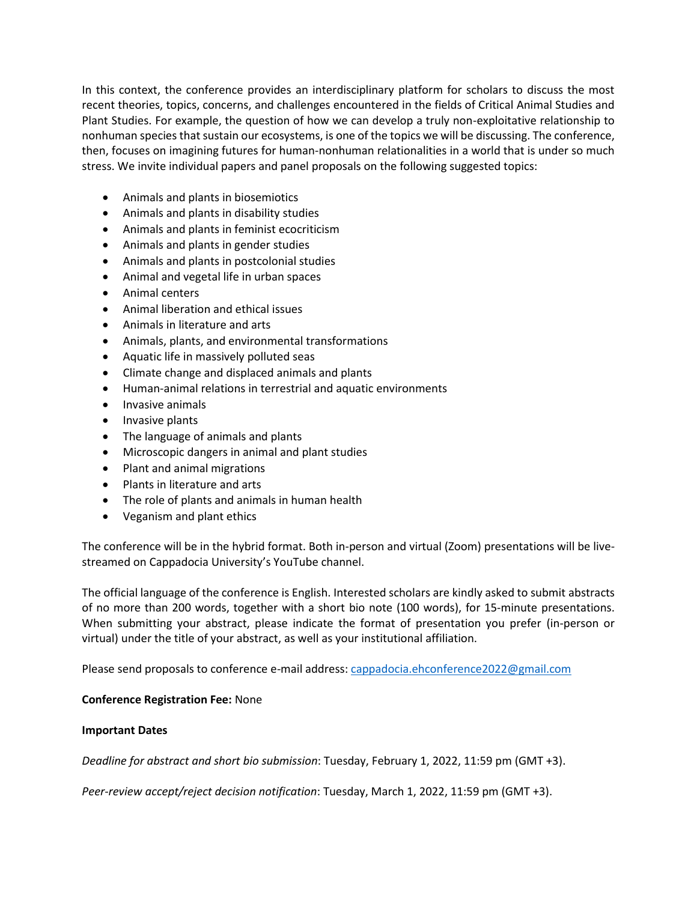In this context, the conference provides an interdisciplinary platform for scholars to discuss the most recent theories, topics, concerns, and challenges encountered in the fields of Critical Animal Studies and Plant Studies. For example, the question of how we can develop a truly non-exploitative relationship to nonhuman species that sustain our ecosystems, is one of the topics we will be discussing. The conference, then, focuses on imagining futures for human-nonhuman relationalities in a world that is under so much stress. We invite individual papers and panel proposals on the following suggested topics:

- Animals and plants in biosemiotics
- Animals and plants in disability studies
- Animals and plants in feminist ecocriticism
- Animals and plants in gender studies
- Animals and plants in postcolonial studies
- Animal and vegetal life in urban spaces
- Animal centers
- Animal liberation and ethical issues
- Animals in literature and arts
- Animals, plants, and environmental transformations
- Aquatic life in massively polluted seas
- Climate change and displaced animals and plants
- Human-animal relations in terrestrial and aquatic environments
- Invasive animals
- Invasive plants
- The language of animals and plants
- Microscopic dangers in animal and plant studies
- Plant and animal migrations
- Plants in literature and arts
- The role of plants and animals in human health
- Veganism and plant ethics

The conference will be in the hybrid format. Both in-person and virtual (Zoom) presentations will be live-streamed on Cappadocia University's YouTube channel.

The official language of the conference is English. Interested scholars are kindly asked to submit abstracts of no more than 200 words, together with a short bio note (100 words), for 15-minute presentations. When submitting your abstract, please indicate the format of presentation you prefer (in-person or virtual) under the title of your abstract, as well as your institutional affiliation.

Please send proposals to conference e-mail address: cappadocia.ehconference2022@gmail.com

**Conference Registration Fee:** None

**Important Dates**

*Deadline for abstract and short bio submission*: Tuesday, February 1, 2022, 11:59 pm (GMT +3).

*Peer-review accept/reject decision notification*: Tuesday, March 1, 2022, 11:59 pm (GMT +3).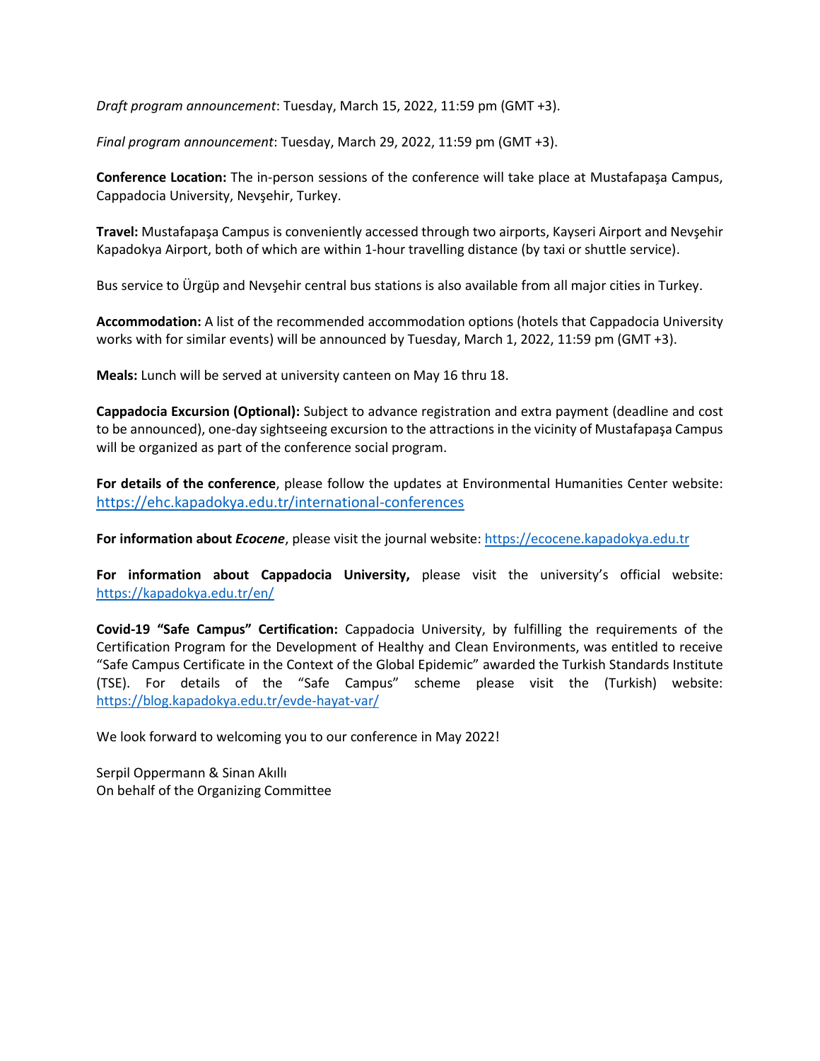*Draft program announcement*: Tuesday, March 15, 2022, 11:59 pm (GMT +3).

*Final program announcement*: Tuesday, March 29, 2022, 11:59 pm (GMT +3).

**Conference Location:** The in-person sessions of the conference will take place at Mustafapaşa Campus, Cappadocia University, Nevşehir, Turkey.

**Travel:** Mustafapaşa Campus is conveniently accessed through two airports, Kayseri Airport and Nevşehir Kapadokya Airport, both of which are within 1-hour travelling distance (by taxi or shuttle service).

Bus service to Ürgüp and Nevşehir central bus stations is also available from all major cities in Turkey.

**Accommodation:** A list of the recommended accommodation options (hotels that Cappadocia University works with for similar events) will be announced by Tuesday, March 1, 2022, 11:59 pm (GMT +3).

**Meals:** Lunch will be served at university canteen on May 16 thru 18.

**Cappadocia Excursion (Optional):** Subject to advance registration and extra payment (deadline and cost to be announced), one-day sightseeing excursion to the attractions in the vicinity of Mustafapaşa Campus will be organized as part of the conference social program.

**For details of the conference**, please follow the updates at Environmental Humanities Center website: https://ehc.kapadokya.edu.tr/international-conferences

**For information about *Ecocene***, please visit the journal website: https://ecocene.kapadokya.edu.tr

**For information about Cappadocia University,** please visit the university's official website: https://kapadokya.edu.tr/en/

**Covid-19 "Safe Campus" Certification:** Cappadocia University, by fulfilling the requirements of the Certification Program for the Development of Healthy and Clean Environments, was entitled to receive "Safe Campus Certificate in the Context of the Global Epidemic" awarded the Turkish Standards Institute (TSE). For details of the "Safe Campus" scheme please visit the (Turkish) website: https://blog.kapadokya.edu.tr/evde-hayat-var/

We look forward to welcoming you to our conference in May 2022!

Serpil Oppermann & Sinan Akıllı
On behalf of the Organizing Committee